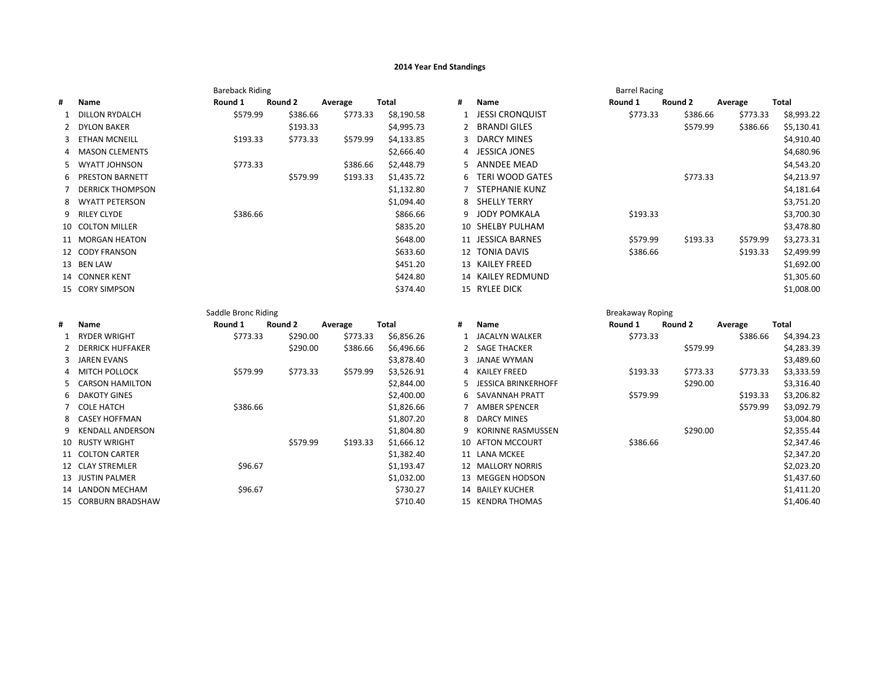# 2014 Year End Standings

## Bareback Riding

| # | Name | Round 1 | Round 2 | Average | Total |
|---|---|---|---|---|---|
| 1 | DILLON RYDALCH | $579.99 | $386.66 | $773.33 | $8,190.58 |
| 2 | DYLON BAKER | | $193.33 | | $4,995.73 |
| 3 | ETHAN MCNEILL | $193.33 | $773.33 | $579.99 | $4,133.85 |
| 4 | MASON CLEMENTS | | | | $2,666.40 |
| 5 | WYATT JOHNSON | $773.33 | | $386.66 | $2,448.79 |
| 6 | PRESTON BARNETT | | $579.99 | $193.33 | $1,435.72 |
| 7 | DERRICK THOMPSON | | | | $1,132.80 |
| 8 | WYATT PETERSON | | | | $1,094.40 |
| 9 | RILEY CLYDE | $386.66 | | | $866.66 |
| 10 | COLTON MILLER | | | | $835.20 |
| 11 | MORGAN HEATON | | | | $648.00 |
| 12 | CODY FRANSON | | | | $633.60 |
| 13 | BEN LAW | | | | $451.20 |
| 14 | CONNER KENT | | | | $424.80 |
| 15 | CORY SIMPSON | | | | $374.40 |

## Barrel Racing

| # | Name | Round 1 | Round 2 | Average | Total |
|---|---|---|---|---|---|
| 1 | JESSI CRONQUIST | $773.33 | $386.66 | $773.33 | $8,993.22 |
| 2 | BRANDI GILES | | $579.99 | $386.66 | $5,130.41 |
| 3 | DARCY MINES | | | | $4,910.40 |
| 4 | JESSICA JONES | | | | $4,680.96 |
| 5 | ANNDEE MEAD | | | | $4,543.20 |
| 6 | TERI WOOD GATES | | $773.33 | | $4,213.97 |
| 7 | STEPHANIE KUNZ | | | | $4,181.64 |
| 8 | SHELLY TERRY | | | | $3,751.20 |
| 9 | JODY POMKALA | $193.33 | | | $3,700.30 |
| 10 | SHELBY PULHAM | | | | $3,478.80 |
| 11 | JESSICA BARNES | $579.99 | $193.33 | $579.99 | $3,273.31 |
| 12 | TONIA DAVIS | $386.66 | | $193.33 | $2,499.99 |
| 13 | KAILEY FREED | | | | $1,692.00 |
| 14 | KAILEY REDMUND | | | | $1,305.60 |
| 15 | RYLEE DICK | | | | $1,008.00 |

## Saddle Bronc Riding

| # | Name | Round 1 | Round 2 | Average | Total |
|---|---|---|---|---|---|
| 1 | RYDER WRIGHT | $773.33 | $290.00 | $773.33 | $6,856.26 |
| 2 | DERRICK HUFFAKER | | $290.00 | $386.66 | $6,496.66 |
| 3 | JAREN EVANS | | | | $3,878.40 |
| 4 | MITCH POLLOCK | $579.99 | $773.33 | $579.99 | $3,526.91 |
| 5 | CARSON HAMILTON | | | | $2,844.00 |
| 6 | DAKOTY GINES | | | | $2,400.00 |
| 7 | COLE HATCH | $386.66 | | | $1,826.66 |
| 8 | CASEY HOFFMAN | | | | $1,807.20 |
| 9 | KENDALL ANDERSON | | | | $1,804.80 |
| 10 | RUSTY WRIGHT | | $579.99 | $193.33 | $1,666.12 |
| 11 | COLTON CARTER | | | | $1,382.40 |
| 12 | CLAY STREMLER | $96.67 | | | $1,193.47 |
| 13 | JUSTIN PALMER | | | | $1,032.00 |
| 14 | LANDON MECHAM | $96.67 | | | $730.27 |
| 15 | CORBURN BRADSHAW | | | | $710.40 |

## Breakaway Roping

| # | Name | Round 1 | Round 2 | Average | Total |
|---|---|---|---|---|---|
| 1 | JACALYN WALKER | $773.33 | | $386.66 | $4,394.23 |
| 2 | SAGE THACKER | | $579.99 | | $4,283.39 |
| 3 | JANAE WYMAN | | | | $3,489.60 |
| 4 | KAILEY FREED | $193.33 | $773.33 | $773.33 | $3,333.59 |
| 5 | JESSICA BRINKERHOFF | | $290.00 | | $3,316.40 |
| 6 | SAVANNAH PRATT | $579.99 | | $193.33 | $3,206.82 |
| 7 | AMBER SPENCER | | | $579.99 | $3,092.79 |
| 8 | DARCY MINES | | | | $3,004.80 |
| 9 | KORINNE RASMUSSEN | | $290.00 | | $2,355.44 |
| 10 | AFTON MCCOURT | $386.66 | | | $2,347.46 |
| 11 | LANA MCKEE | | | | $2,347.20 |
| 12 | MALLORY NORRIS | | | | $2,023.20 |
| 13 | MEGGEN HODSON | | | | $1,437.60 |
| 14 | BAILEY KUCHER | | | | $1,411.20 |
| 15 | KENDRA THOMAS | | | | $1,406.40 |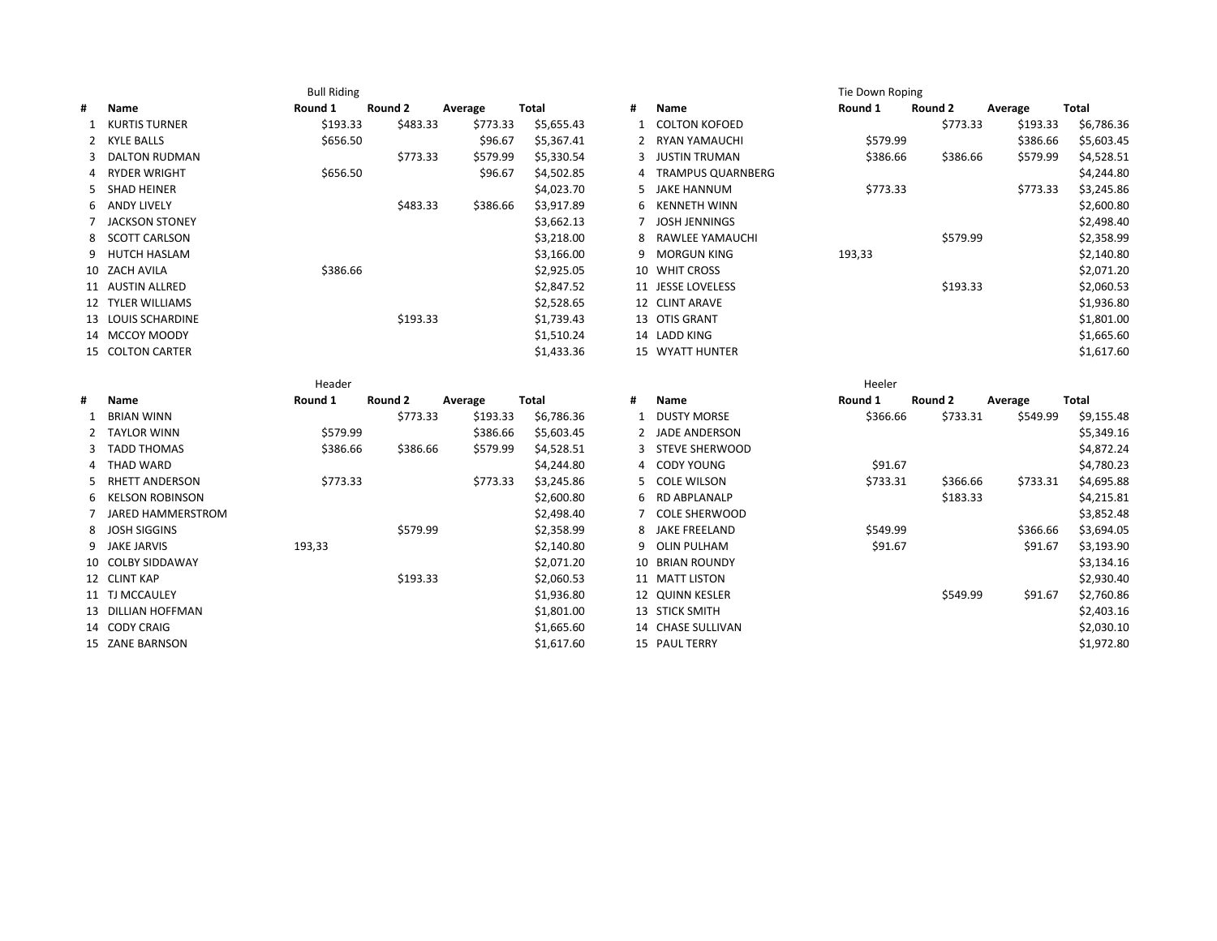### Bull Riding

| # | Name | Round 1 | Round 2 | Average | Total |
|---|---|---|---|---|---|
| 1 | KURTIS TURNER | $193.33 | $483.33 | $773.33 | $5,655.43 |
| 2 | KYLE BALLS | $656.50 | | $96.67 | $5,367.41 |
| 3 | DALTON RUDMAN | | $773.33 | $579.99 | $5,330.54 |
| 4 | RYDER WRIGHT | $656.50 | | $96.67 | $4,502.85 |
| 5 | SHAD HEINER | | | | $4,023.70 |
| 6 | ANDY LIVELY | | $483.33 | $386.66 | $3,917.89 |
| 7 | JACKSON STONEY | | | | $3,662.13 |
| 8 | SCOTT CARLSON | | | | $3,218.00 |
| 9 | HUTCH HASLAM | | | | $3,166.00 |
| 10 | ZACH AVILA | $386.66 | | | $2,925.05 |
| 11 | AUSTIN ALLRED | | | | $2,847.52 |
| 12 | TYLER WILLIAMS | | | | $2,528.65 |
| 13 | LOUIS SCHARDINE | | $193.33 | | $1,739.43 |
| 14 | MCCOY MOODY | | | | $1,510.24 |
| 15 | COLTON CARTER | | | | $1,433.36 |

### Tie Down Roping

| # | Name | Round 1 | Round 2 | Average | Total |
|---|---|---|---|---|---|
| 1 | COLTON KOFOED | | $773.33 | $193.33 | $6,786.36 |
| 2 | RYAN YAMAUCHI | $579.99 | | $386.66 | $5,603.45 |
| 3 | JUSTIN TRUMAN | $386.66 | $386.66 | $579.99 | $4,528.51 |
| 4 | TRAMPUS QUARNBERG | | | | $4,244.80 |
| 5 | JAKE HANNUM | $773.33 | | $773.33 | $3,245.86 |
| 6 | KENNETH WINN | | | | $2,600.80 |
| 7 | JOSH JENNINGS | | | | $2,498.40 |
| 8 | RAWLEE YAMAUCHI | | $579.99 | | $2,358.99 |
| 9 | MORGUN KING | 193,33 | | | $2,140.80 |
| 10 | WHIT CROSS | | | | $2,071.20 |
| 11 | JESSE LOVELESS | | $193.33 | | $2,060.53 |
| 12 | CLINT ARAVE | | | | $1,936.80 |
| 13 | OTIS GRANT | | | | $1,801.00 |
| 14 | LADD KING | | | | $1,665.60 |
| 15 | WYATT HUNTER | | | | $1,617.60 |

### Header

| # | Name | Round 1 | Round 2 | Average | Total |
|---|---|---|---|---|---|
| 1 | BRIAN WINN | | $773.33 | $193.33 | $6,786.36 |
| 2 | TAYLOR WINN | $579.99 | | $386.66 | $5,603.45 |
| 3 | TADD THOMAS | $386.66 | $386.66 | $579.99 | $4,528.51 |
| 4 | THAD WARD | | | | $4,244.80 |
| 5 | RHETT ANDERSON | $773.33 | | $773.33 | $3,245.86 |
| 6 | KELSON ROBINSON | | | | $2,600.80 |
| 7 | JARED HAMMERSTROM | | | | $2,498.40 |
| 8 | JOSH SIGGINS | | $579.99 | | $2,358.99 |
| 9 | JAKE JARVIS | 193,33 | | | $2,140.80 |
| 10 | COLBY SIDDAWAY | | | | $2,071.20 |
| 12 | CLINT KAP | | $193.33 | | $2,060.53 |
| 11 | TJ MCCAULEY | | | | $1,936.80 |
| 13 | DILLIAN HOFFMAN | | | | $1,801.00 |
| 14 | CODY CRAIG | | | | $1,665.60 |
| 15 | ZANE BARNSON | | | | $1,617.60 |

### Heeler

| # | Name | Round 1 | Round 2 | Average | Total |
|---|---|---|---|---|---|
| 1 | DUSTY MORSE | $366.66 | $733.31 | $549.99 | $9,155.48 |
| 2 | JADE ANDERSON | | | | $5,349.16 |
| 3 | STEVE SHERWOOD | | | | $4,872.24 |
| 4 | CODY YOUNG | $91.67 | | | $4,780.23 |
| 5 | COLE WILSON | $733.31 | $366.66 | $733.31 | $4,695.88 |
| 6 | RD ABPLANALP | | $183.33 | | $4,215.81 |
| 7 | COLE SHERWOOD | | | | $3,852.48 |
| 8 | JAKE FREELAND | $549.99 | | $366.66 | $3,694.05 |
| 9 | OLIN PULHAM | $91.67 | | $91.67 | $3,193.90 |
| 10 | BRIAN ROUNDY | | | | $3,134.16 |
| 11 | MATT LISTON | | | | $2,930.40 |
| 12 | QUINN KESLER | | $549.99 | $91.67 | $2,760.86 |
| 13 | STICK SMITH | | | | $2,403.16 |
| 14 | CHASE SULLIVAN | | | | $2,030.10 |
| 15 | PAUL TERRY | | | | $1,972.80 |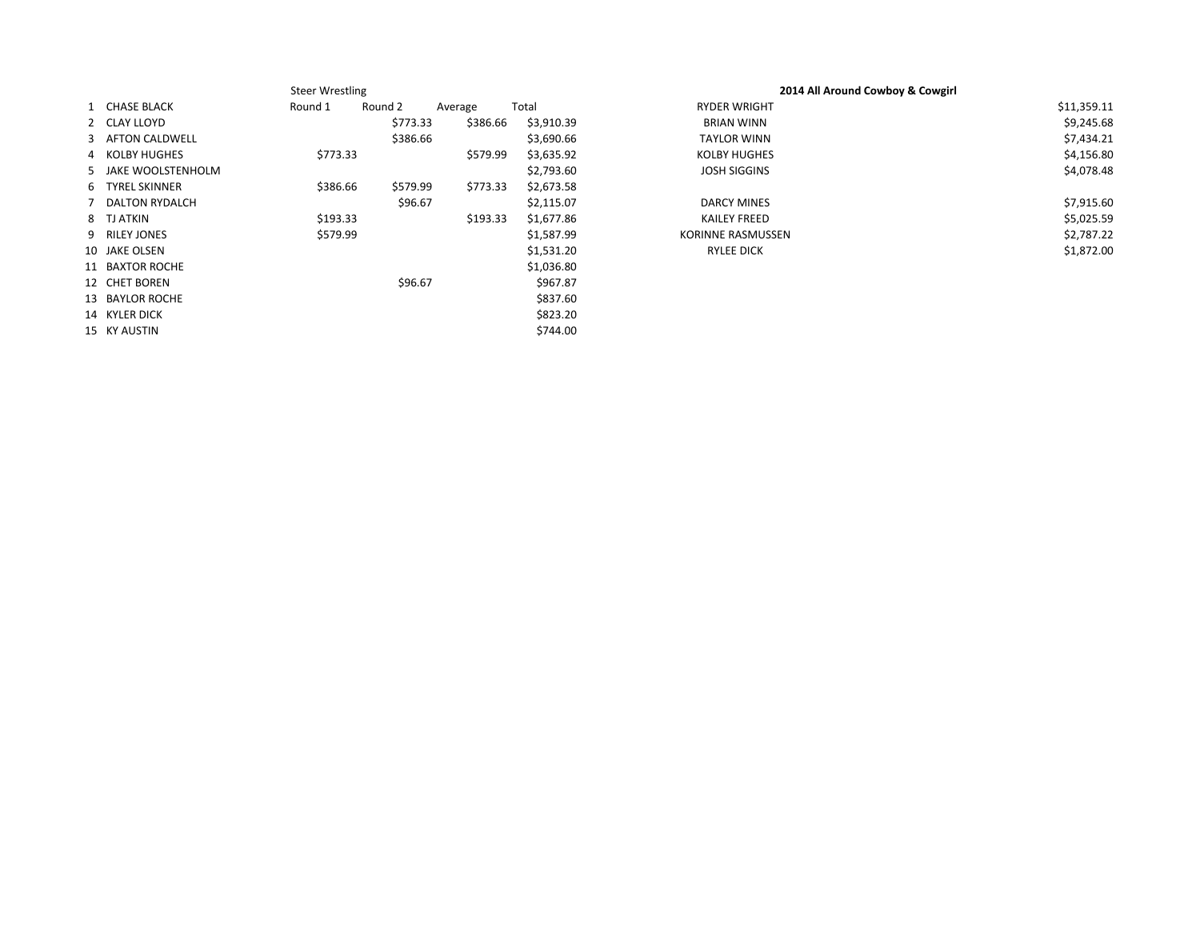## Steer Wrestling

| | | Round 1 | Round 2 | Average | Total |
|---|---|---|---|---|---|
| 1 | CHASE BLACK | | | | |
| 2 | CLAY LLOYD | | $773.33 | $386.66 | $3,910.39 |
| 3 | AFTON CALDWELL | | $386.66 | | $3,690.66 |
| 4 | KOLBY HUGHES | $773.33 | | $579.99 | $3,635.92 |
| 5 | JAKE WOOLSTENHOLM | | | | $2,793.60 |
| 6 | TYREL SKINNER | $386.66 | $579.99 | $773.33 | $2,673.58 |
| 7 | DALTON RYDALCH | | $96.67 | | $2,115.07 |
| 8 | TJ ATKIN | $193.33 | | $193.33 | $1,677.86 |
| 9 | RILEY JONES | $579.99 | | | $1,587.99 |
| 10 | JAKE OLSEN | | | | $1,531.20 |
| 11 | BAXTOR ROCHE | | | | $1,036.80 |
| 12 | CHET BOREN | | $96.67 | | $967.87 |
| 13 | BAYLOR ROCHE | | | | $837.60 |
| 14 | KYLER DICK | | | | $823.20 |
| 15 | KY AUSTIN | | | | $744.00 |

## 2014 All Around Cowboy & Cowgirl

| | |
|---|---|
| RYDER WRIGHT | $11,359.11 |
| BRIAN WINN | $9,245.68 |
| TAYLOR WINN | $7,434.21 |
| KOLBY HUGHES | $4,156.80 |
| JOSH SIGGINS | $4,078.48 |
| | |
| DARCY MINES | $7,915.60 |
| KAILEY FREED | $5,025.59 |
| KORINNE RASMUSSEN | $2,787.22 |
| RYLEE DICK | $1,872.00 |